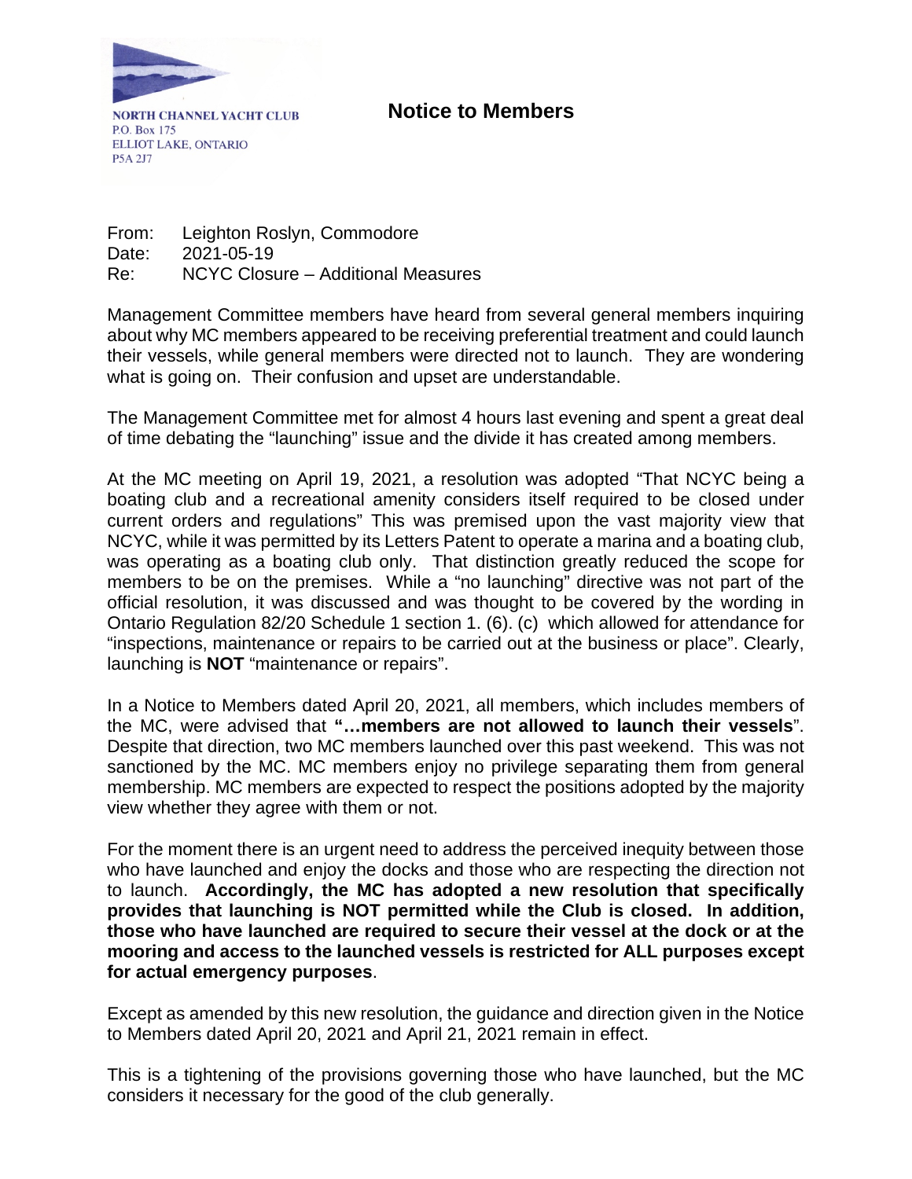NORTH CHANNEL YACHT CLUB
P.O. Box 175
ELLIOT LAKE, ONTARIO
P5A 2J7

# Notice to Members

From: Leighton Roslyn, Commodore
Date: 2021-05-19
Re: NCYC Closure – Additional Measures

Management Committee members have heard from several general members inquiring about why MC members appeared to be receiving preferential treatment and could launch their vessels, while general members were directed not to launch. They are wondering what is going on. Their confusion and upset are understandable.

The Management Committee met for almost 4 hours last evening and spent a great deal of time debating the "launching" issue and the divide it has created among members.

At the MC meeting on April 19, 2021, a resolution was adopted "That NCYC being a boating club and a recreational amenity considers itself required to be closed under current orders and regulations" This was premised upon the vast majority view that NCYC, while it was permitted by its Letters Patent to operate a marina and a boating club, was operating as a boating club only. That distinction greatly reduced the scope for members to be on the premises. While a "no launching" directive was not part of the official resolution, it was discussed and was thought to be covered by the wording in Ontario Regulation 82/20 Schedule 1 section 1. (6). (c) which allowed for attendance for "inspections, maintenance or repairs to be carried out at the business or place". Clearly, launching is **NOT** "maintenance or repairs".

In a Notice to Members dated April 20, 2021, all members, which includes members of the MC, were advised that **"…members are not allowed to launch their vessels**". Despite that direction, two MC members launched over this past weekend. This was not sanctioned by the MC. MC members enjoy no privilege separating them from general membership. MC members are expected to respect the positions adopted by the majority view whether they agree with them or not.

For the moment there is an urgent need to address the perceived inequity between those who have launched and enjoy the docks and those who are respecting the direction not to launch. **Accordingly, the MC has adopted a new resolution that specifically provides that launching is NOT permitted while the Club is closed. In addition, those who have launched are required to secure their vessel at the dock or at the mooring and access to the launched vessels is restricted for ALL purposes except for actual emergency purposes**.

Except as amended by this new resolution, the guidance and direction given in the Notice to Members dated April 20, 2021 and April 21, 2021 remain in effect.

This is a tightening of the provisions governing those who have launched, but the MC considers it necessary for the good of the club generally.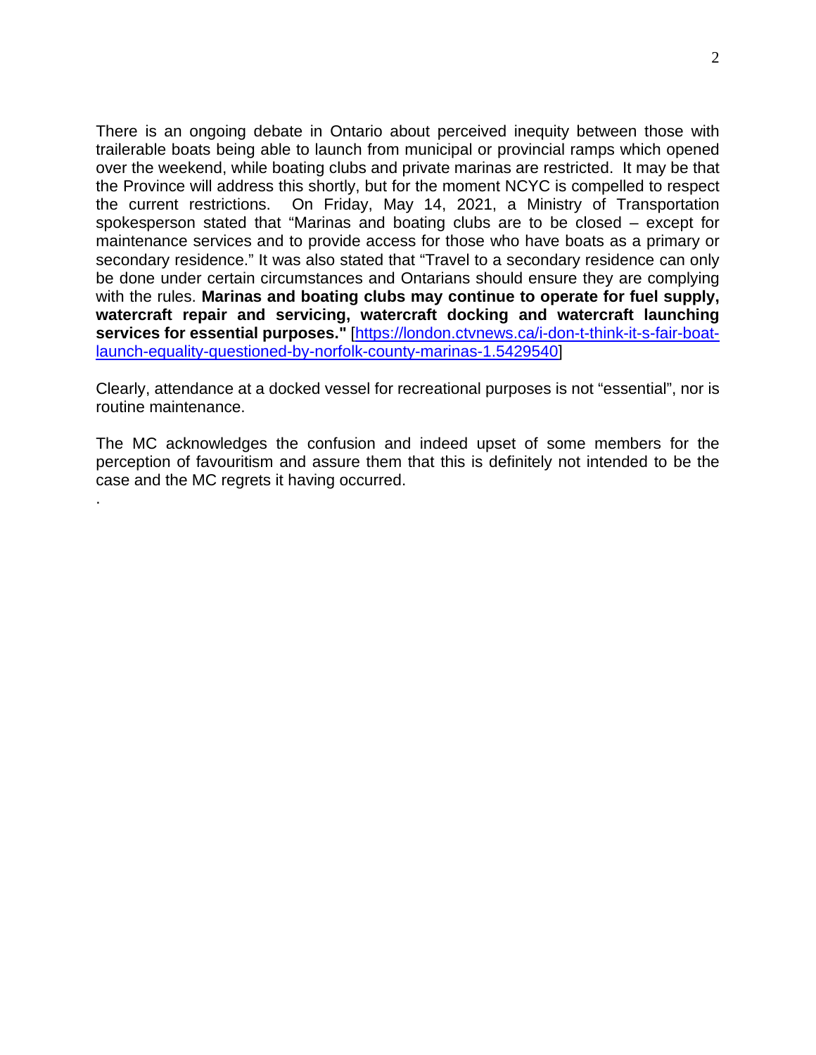There is an ongoing debate in Ontario about perceived inequity between those with trailerable boats being able to launch from municipal or provincial ramps which opened over the weekend, while boating clubs and private marinas are restricted. It may be that the Province will address this shortly, but for the moment NCYC is compelled to respect the current restrictions. On Friday, May 14, 2021, a Ministry of Transportation spokesperson stated that “Marinas and boating clubs are to be closed – except for maintenance services and to provide access for those who have boats as a primary or secondary residence.” It was also stated that “Travel to a secondary residence can only be done under certain circumstances and Ontarians should ensure they are complying with the rules. **Marinas and boating clubs may continue to operate for fuel supply, watercraft repair and servicing, watercraft docking and watercraft launching services for essential purposes."** [https://london.ctvnews.ca/i-don-t-think-it-s-fair-boat-launch-equality-questioned-by-norfolk-county-marinas-1.5429540]

Clearly, attendance at a docked vessel for recreational purposes is not “essential”, nor is routine maintenance.

The MC acknowledges the confusion and indeed upset of some members for the perception of favouritism and assure them that this is definitely not intended to be the case and the MC regrets it having occurred.

.